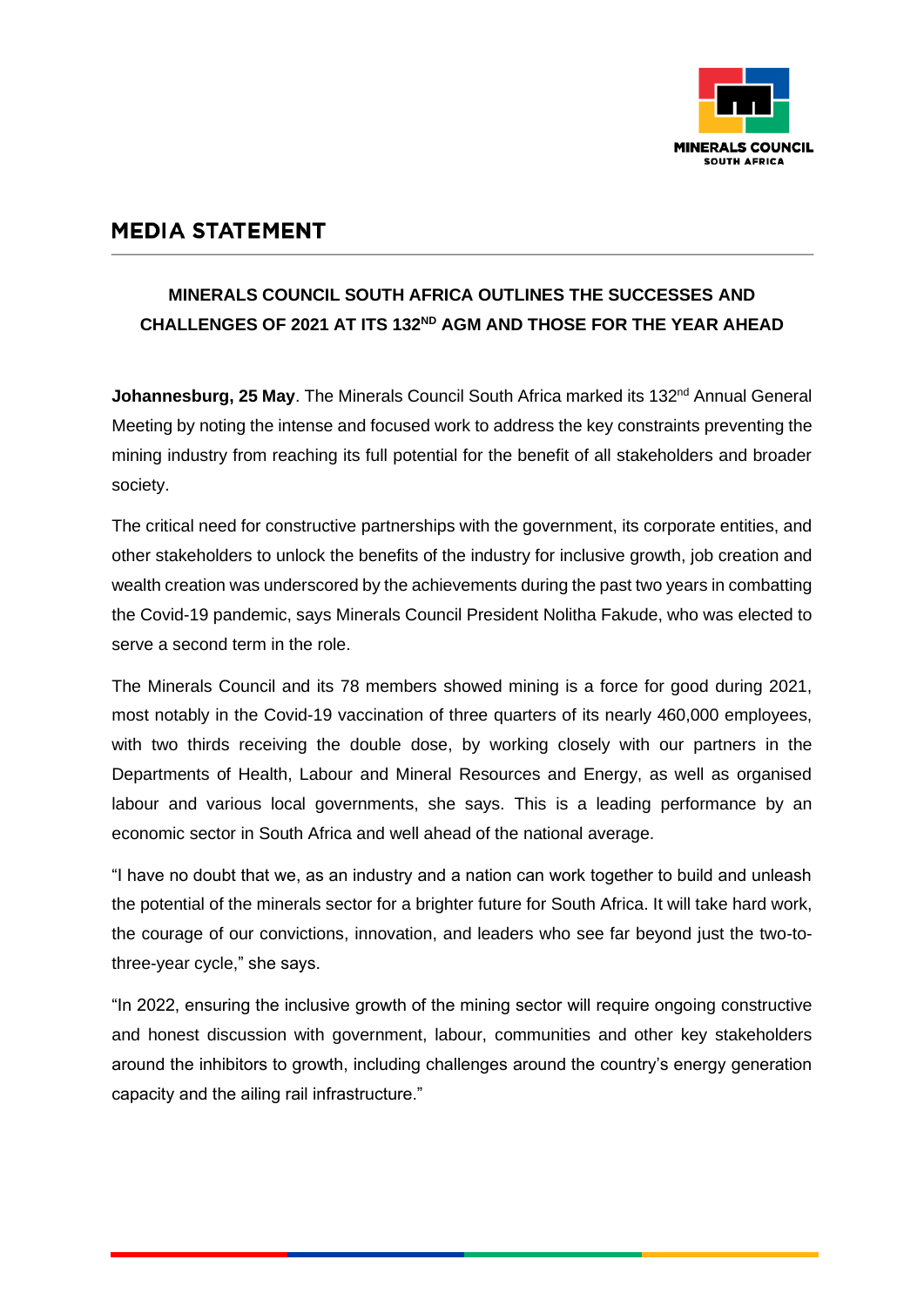MINERALS COUNCIL
SOUTH AFRICA

# MEDIA STATEMENT

## MINERALS COUNCIL SOUTH AFRICA OUTLINES THE SUCCESSES AND CHALLENGES OF 2021 AT ITS 132ND AGM AND THOSE FOR THE YEAR AHEAD

**Johannesburg, 25 May**. The Minerals Council South Africa marked its 132nd Annual General Meeting by noting the intense and focused work to address the key constraints preventing the mining industry from reaching its full potential for the benefit of all stakeholders and broader society.

The critical need for constructive partnerships with the government, its corporate entities, and other stakeholders to unlock the benefits of the industry for inclusive growth, job creation and wealth creation was underscored by the achievements during the past two years in combatting the Covid-19 pandemic, says Minerals Council President Nolitha Fakude, who was elected to serve a second term in the role.

The Minerals Council and its 78 members showed mining is a force for good during 2021, most notably in the Covid-19 vaccination of three quarters of its nearly 460,000 employees, with two thirds receiving the double dose, by working closely with our partners in the Departments of Health, Labour and Mineral Resources and Energy, as well as organised labour and various local governments, she says. This is a leading performance by an economic sector in South Africa and well ahead of the national average.

"I have no doubt that we, as an industry and a nation can work together to build and unleash the potential of the minerals sector for a brighter future for South Africa. It will take hard work, the courage of our convictions, innovation, and leaders who see far beyond just the two-to-three-year cycle," she says.

"In 2022, ensuring the inclusive growth of the mining sector will require ongoing constructive and honest discussion with government, labour, communities and other key stakeholders around the inhibitors to growth, including challenges around the country's energy generation capacity and the ailing rail infrastructure."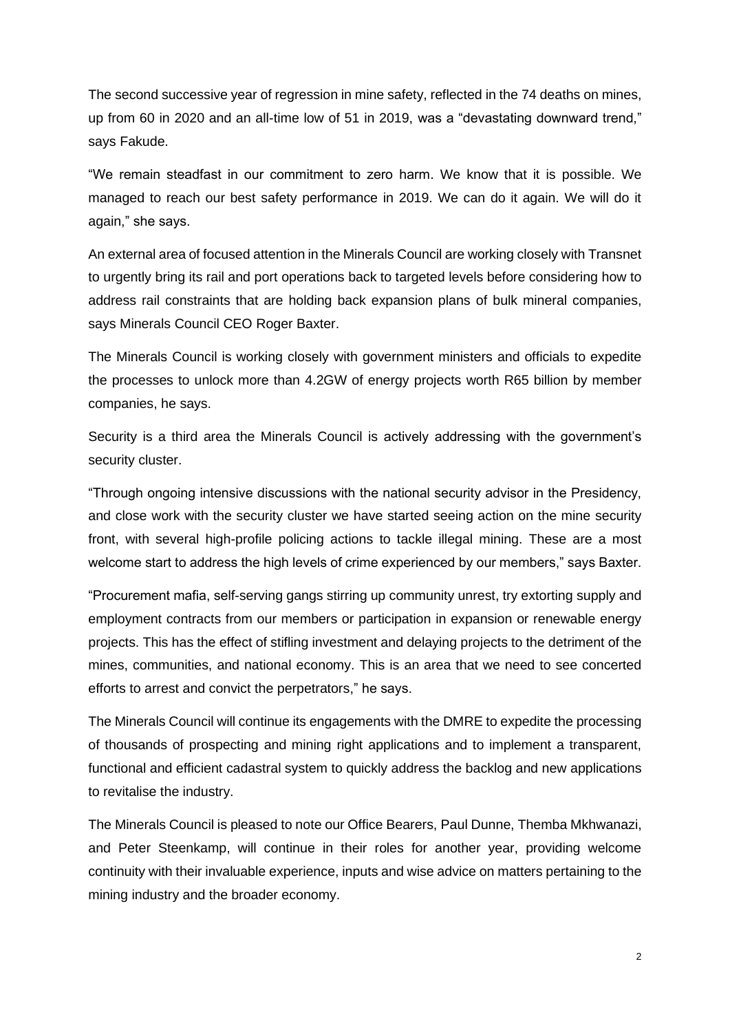The second successive year of regression in mine safety, reflected in the 74 deaths on mines, up from 60 in 2020 and an all-time low of 51 in 2019, was a "devastating downward trend," says Fakude.

"We remain steadfast in our commitment to zero harm. We know that it is possible. We managed to reach our best safety performance in 2019. We can do it again. We will do it again," she says.

An external area of focused attention in the Minerals Council are working closely with Transnet to urgently bring its rail and port operations back to targeted levels before considering how to address rail constraints that are holding back expansion plans of bulk mineral companies, says Minerals Council CEO Roger Baxter.

The Minerals Council is working closely with government ministers and officials to expedite the processes to unlock more than 4.2GW of energy projects worth R65 billion by member companies, he says.

Security is a third area the Minerals Council is actively addressing with the government's security cluster.

"Through ongoing intensive discussions with the national security advisor in the Presidency, and close work with the security cluster we have started seeing action on the mine security front, with several high-profile policing actions to tackle illegal mining. These are a most welcome start to address the high levels of crime experienced by our members," says Baxter.

"Procurement mafia, self-serving gangs stirring up community unrest, try extorting supply and employment contracts from our members or participation in expansion or renewable energy projects. This has the effect of stifling investment and delaying projects to the detriment of the mines, communities, and national economy. This is an area that we need to see concerted efforts to arrest and convict the perpetrators," he says.

The Minerals Council will continue its engagements with the DMRE to expedite the processing of thousands of prospecting and mining right applications and to implement a transparent, functional and efficient cadastral system to quickly address the backlog and new applications to revitalise the industry.

The Minerals Council is pleased to note our Office Bearers, Paul Dunne, Themba Mkhwanazi, and Peter Steenkamp, will continue in their roles for another year, providing welcome continuity with their invaluable experience, inputs and wise advice on matters pertaining to the mining industry and the broader economy.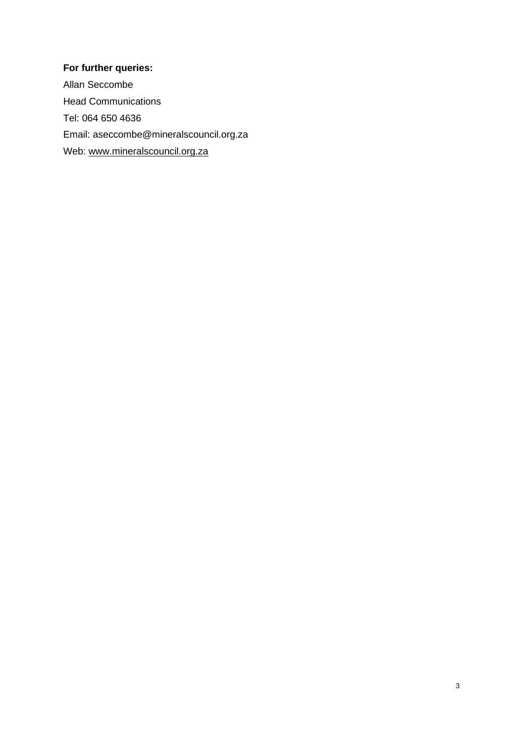**For further queries:**

Allan Seccombe

Head Communications

Tel: 064 650 4636

Email: aseccombe@mineralscouncil.org.za

Web: www.mineralscouncil.org.za